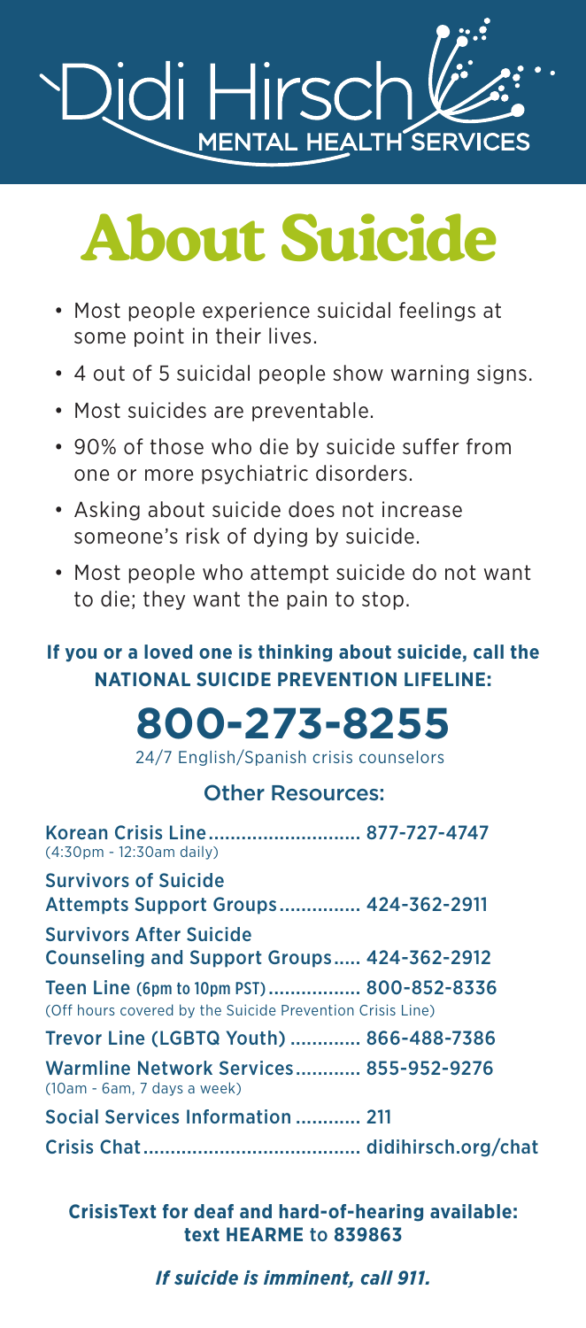Didi Hirsch
MENTAL HEALTH SERVICES

# About Suicide

- Most people experience suicidal feelings at some point in their lives.
- 4 out of 5 suicidal people show warning signs.
- Most suicides are preventable.
- 90% of those who die by suicide suffer from one or more psychiatric disorders.
- Asking about suicide does not increase someone's risk of dying by suicide.
- Most people who attempt suicide do not want to die; they want the pain to stop.

**If you or a loved one is thinking about suicide, call the NATIONAL SUICIDE PREVENTION LIFELINE:**

# 800-273-8255

24/7 English/Spanish crisis counselors

## Other Resources:

Korean Crisis Line............................ 877-727-4747
(4:30pm - 12:30am daily)

Survivors of Suicide Attempts Support Groups............... 424-362-2911

Survivors After Suicide Counseling and Support Groups..... 424-362-2912

Teen Line (6pm to 10pm PST)................. 800-852-8336
(Off hours covered by the Suicide Prevention Crisis Line)

Trevor Line (LGBTQ Youth) ............. 866-488-7386

Warmline Network Services............ 855-952-9276
(10am - 6am, 7 days a week)

Social Services Information ............ 211

Crisis Chat........................................ didihirsch.org/chat

**CrisisText for deaf and hard-of-hearing available: text HEARME to 839863**

***If suicide is imminent, call 911.***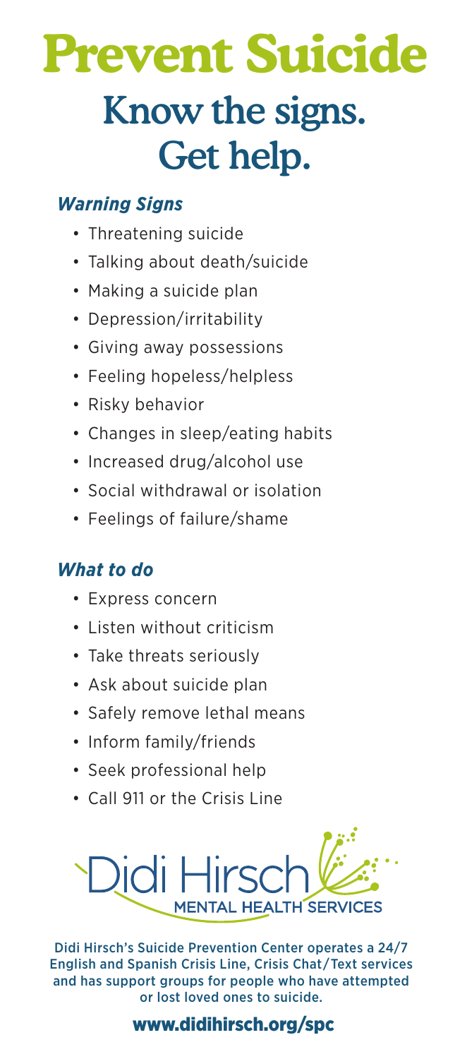# Prevent Suicide

## Know the signs. Get help.

### *Warning Signs*

- Threatening suicide
- Talking about death/suicide
- Making a suicide plan
- Depression/irritability
- Giving away possessions
- Feeling hopeless/helpless
- Risky behavior
- Changes in sleep/eating habits
- Increased drug/alcohol use
- Social withdrawal or isolation
- Feelings of failure/shame

### *What to do*

- Express concern
- Listen without criticism
- Take threats seriously
- Ask about suicide plan
- Safely remove lethal means
- Inform family/friends
- Seek professional help
- Call 911 or the Crisis Line

Didi Hirsch MENTAL HEALTH SERVICES

Didi Hirsch's Suicide Prevention Center operates a 24/7 English and Spanish Crisis Line, Crisis Chat/Text services and has support groups for people who have attempted or lost loved ones to suicide.

**www.didihirsch.org/spc**